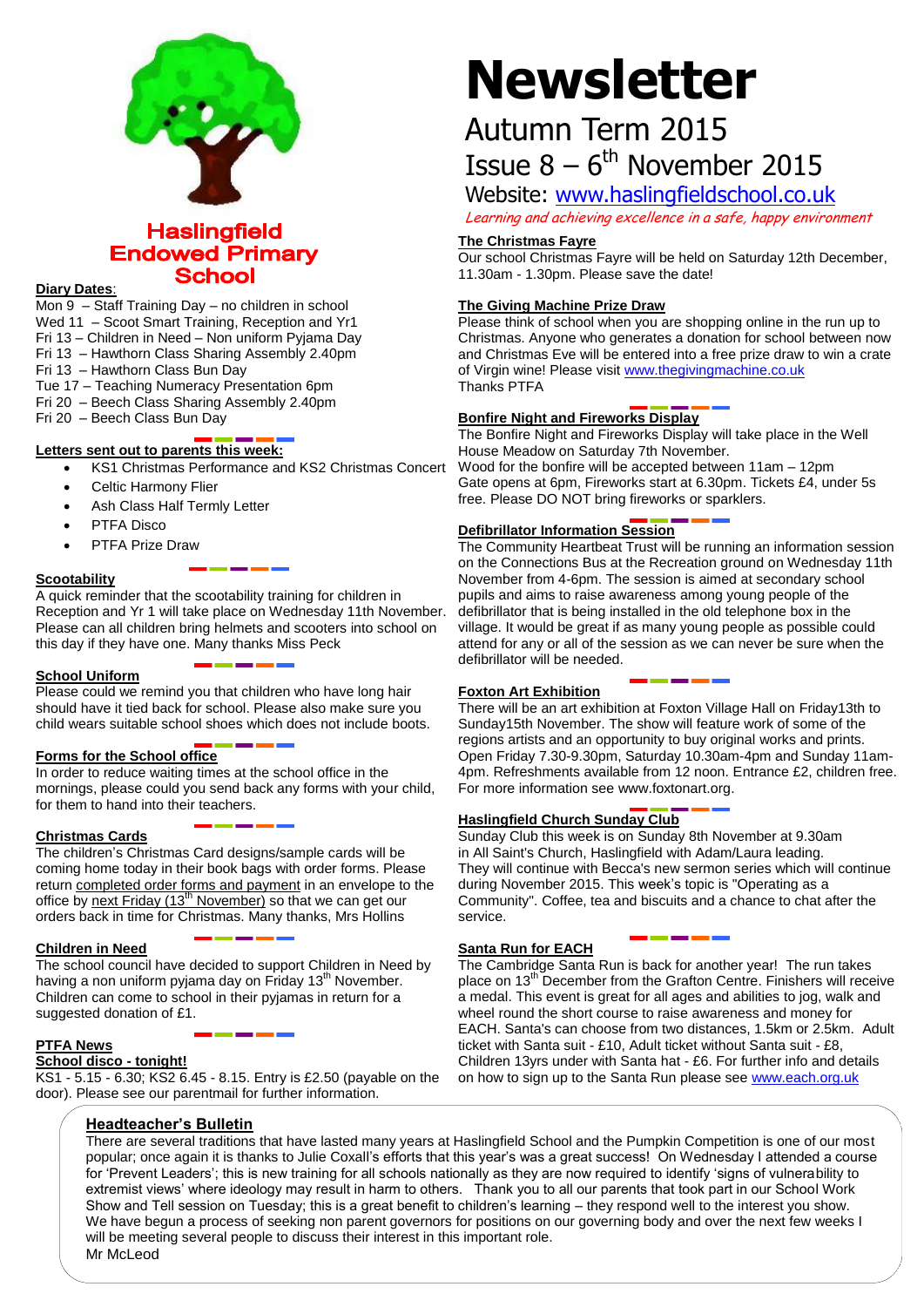# Haslingfield Endowed Primary School

# Newsletter

## Autumn Term 2015

## Issue 8 – 6th November 2015

Website: www.haslingfieldschool.co.uk

*Learning and achieving excellence in a safe, happy environment*

**Diary Dates**:

Mon 9 – Staff Training Day – no children in school
Wed 11 – Scoot Smart Training, Reception and Yr1
Fri 13 – Children in Need – Non uniform Pyjama Day
Fri 13 – Hawthorn Class Sharing Assembly 2.40pm
Fri 13 – Hawthorn Class Bun Day
Tue 17 – Teaching Numeracy Presentation 6pm
Fri 20 – Beech Class Sharing Assembly 2.40pm
Fri 20 – Beech Class Bun Day

**Letters sent out to parents this week:**

- KS1 Christmas Performance and KS2 Christmas Concert
- Celtic Harmony Flier
- Ash Class Half Termly Letter
- PTFA Disco
- PTFA Prize Draw

**Scootability**

A quick reminder that the scootability training for children in Reception and Yr 1 will take place on Wednesday 11th November. Please can all children bring helmets and scooters into school on this day if they have one. Many thanks Miss Peck

**School Uniform**

Please could we remind you that children who have long hair should have it tied back for school. Please also make sure you child wears suitable school shoes which does not include boots.

**Forms for the School office**

In order to reduce waiting times at the school office in the mornings, please could you send back any forms with your child, for them to hand into their teachers.

**Christmas Cards**

The children's Christmas Card designs/sample cards will be coming home today in their book bags with order forms. Please return completed order forms and payment in an envelope to the office by next Friday (13th November) so that we can get our orders back in time for Christmas. Many thanks, Mrs Hollins

**Children in Need**

The school council have decided to support Children in Need by having a non uniform pyjama day on Friday 13th November. Children can come to school in their pyjamas in return for a suggested donation of £1.

**PTFA News**

**School disco - tonight!**

KS1 - 5.15 - 6.30; KS2 6.45 - 8.15. Entry is £2.50 (payable on the door). Please see our parentmail for further information.

**The Christmas Fayre**

Our school Christmas Fayre will be held on Saturday 12th December, 11.30am - 1.30pm. Please save the date!

**The Giving Machine Prize Draw**

Please think of school when you are shopping online in the run up to Christmas. Anyone who generates a donation for school between now and Christmas Eve will be entered into a free prize draw to win a crate of Virgin wine! Please visit www.thegivingmachine.co.uk
Thanks PTFA

**Bonfire Night and Fireworks Display**

The Bonfire Night and Fireworks Display will take place in the Well House Meadow on Saturday 7th November.
Wood for the bonfire will be accepted between 11am – 12pm
Gate opens at 6pm, Fireworks start at 6.30pm. Tickets £4, under 5s free. Please DO NOT bring fireworks or sparklers.

**Defibrillator Information Session**

The Community Heartbeat Trust will be running an information session on the Connections Bus at the Recreation ground on Wednesday 11th November from 4-6pm. The session is aimed at secondary school pupils and aims to raise awareness among young people of the defibrillator that is being installed in the old telephone box in the village. It would be great if as many young people as possible could attend for any or all of the session as we can never be sure when the defibrillator will be needed.

**Foxton Art Exhibition**

There will be an art exhibition at Foxton Village Hall on Friday13th to Sunday15th November. The show will feature work of some of the regions artists and an opportunity to buy original works and prints. Open Friday 7.30-9.30pm, Saturday 10.30am-4pm and Sunday 11am-4pm. Refreshments available from 12 noon. Entrance £2, children free. For more information see www.foxtonart.org.

**Haslingfield Church Sunday Club**

Sunday Club this week is on Sunday 8th November at 9.30am in All Saint's Church, Haslingfield with Adam/Laura leading. They will continue with Becca's new sermon series which will continue during November 2015. This week's topic is "Operating as a Community". Coffee, tea and biscuits and a chance to chat after the service.

**Santa Run for EACH**

The Cambridge Santa Run is back for another year! The run takes place on 13th December from the Grafton Centre. Finishers will receive a medal. This event is great for all ages and abilities to jog, walk and wheel round the short course to raise awareness and money for EACH. Santa's can choose from two distances, 1.5km or 2.5km. Adult ticket with Santa suit - £10, Adult ticket without Santa suit - £8, Children 13yrs under with Santa hat - £6. For further info and details on how to sign up to the Santa Run please see www.each.org.uk

**Headteacher's Bulletin**

There are several traditions that have lasted many years at Haslingfield School and the Pumpkin Competition is one of our most popular; once again it is thanks to Julie Coxall's efforts that this year's was a great success! On Wednesday I attended a course for 'Prevent Leaders'; this is new training for all schools nationally as they are now required to identify 'signs of vulnerability to extremist views' where ideology may result in harm to others. Thank you to all our parents that took part in our School Work Show and Tell session on Tuesday; this is a great benefit to children's learning – they respond well to the interest you show. We have begun a process of seeking non parent governors for positions on our governing body and over the next few weeks I will be meeting several people to discuss their interest in this important role.
Mr McLeod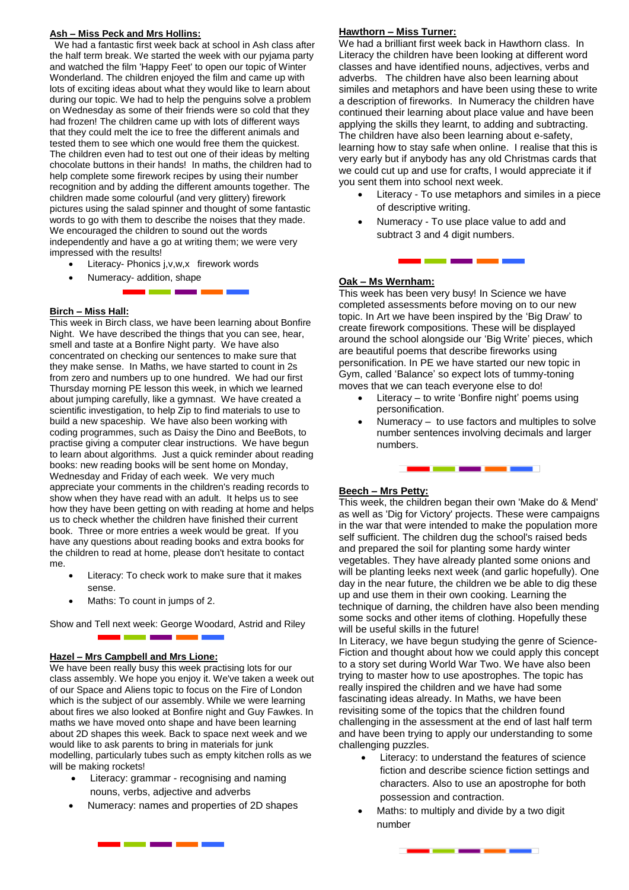## Ash – Miss Peck and Mrs Hollins:

We had a fantastic first week back at school in Ash class after the half term break. We started the week with our pyjama party and watched the film 'Happy Feet' to open our topic of Winter Wonderland. The children enjoyed the film and came up with lots of exciting ideas about what they would like to learn about during our topic. We had to help the penguins solve a problem on Wednesday as some of their friends were so cold that they had frozen! The children came up with lots of different ways that they could melt the ice to free the different animals and tested them to see which one would free them the quickest. The children even had to test out one of their ideas by melting chocolate buttons in their hands! In maths, the children had to help complete some firework recipes by using their number recognition and by adding the different amounts together. The children made some colourful (and very glittery) firework pictures using the salad spinner and thought of some fantastic words to go with them to describe the noises that they made. We encouraged the children to sound out the words independently and have a go at writing them; we were very impressed with the results!

- Literacy- Phonics j,v,w,x firework words
- Numeracy- addition, shape

## Birch – Miss Hall:

This week in Birch class, we have been learning about Bonfire Night. We have described the things that you can see, hear, smell and taste at a Bonfire Night party. We have also concentrated on checking our sentences to make sure that they make sense. In Maths, we have started to count in 2s from zero and numbers up to one hundred. We had our first Thursday morning PE lesson this week, in which we learned about jumping carefully, like a gymnast. We have created a scientific investigation, to help Zip to find materials to use to build a new spaceship. We have also been working with coding programmes, such as Daisy the Dino and BeeBots, to practise giving a computer clear instructions. We have begun to learn about algorithms. Just a quick reminder about reading books: new reading books will be sent home on Monday, Wednesday and Friday of each week. We very much appreciate your comments in the children's reading records to show when they have read with an adult. It helps us to see how they have been getting on with reading at home and helps us to check whether the children have finished their current book. Three or more entries a week would be great. If you have any questions about reading books and extra books for the children to read at home, please don't hesitate to contact me.

- Literacy: To check work to make sure that it makes sense.
- Maths: To count in jumps of 2.

Show and Tell next week: George Woodard, Astrid and Riley

## Hazel – Mrs Campbell and Mrs Lione:

We have been really busy this week practising lots for our class assembly. We hope you enjoy it. We've taken a week out of our Space and Aliens topic to focus on the Fire of London which is the subject of our assembly. While we were learning about fires we also looked at Bonfire night and Guy Fawkes. In maths we have moved onto shape and have been learning about 2D shapes this week. Back to space next week and we would like to ask parents to bring in materials for junk modelling, particularly tubes such as empty kitchen rolls as we will be making rockets!

- Literacy: grammar - recognising and naming nouns, verbs, adjective and adverbs
- Numeracy: names and properties of 2D shapes

## Hawthorn – Miss Turner:

We had a brilliant first week back in Hawthorn class. In Literacy the children have been looking at different word classes and have identified nouns, adjectives, verbs and adverbs. The children have also been learning about similes and metaphors and have been using these to write a description of fireworks. In Numeracy the children have continued their learning about place value and have been applying the skills they learnt, to adding and subtracting. The children have also been learning about e-safety, learning how to stay safe when online. I realise that this is very early but if anybody has any old Christmas cards that we could cut up and use for crafts, I would appreciate it if you sent them into school next week.

- Literacy - To use metaphors and similes in a piece of descriptive writing.
- Numeracy - To use place value to add and subtract 3 and 4 digit numbers.

## Oak – Ms Wernham:

This week has been very busy! In Science we have completed assessments before moving on to our new topic. In Art we have been inspired by the 'Big Draw' to create firework compositions. These will be displayed around the school alongside our 'Big Write' pieces, which are beautiful poems that describe fireworks using personification. In PE we have started our new topic in Gym, called 'Balance' so expect lots of tummy-toning moves that we can teach everyone else to do!

- Literacy – to write 'Bonfire night' poems using personification.
- Numeracy – to use factors and multiples to solve number sentences involving decimals and larger numbers.

## Beech – Mrs Petty:

This week, the children began their own 'Make do & Mend' as well as 'Dig for Victory' projects. These were campaigns in the war that were intended to make the population more self sufficient. The children dug the school's raised beds and prepared the soil for planting some hardy winter vegetables. They have already planted some onions and will be planting leeks next week (and garlic hopefully). One day in the near future, the children we be able to dig these up and use them in their own cooking. Learning the technique of darning, the children have also been mending some socks and other items of clothing. Hopefully these will be useful skills in the future!

In Literacy, we have begun studying the genre of Science-Fiction and thought about how we could apply this concept to a story set during World War Two. We have also been trying to master how to use apostrophes. The topic has really inspired the children and we have had some fascinating ideas already. In Maths, we have been revisiting some of the topics that the children found challenging in the assessment at the end of last half term and have been trying to apply our understanding to some challenging puzzles.

- Literacy: to understand the features of science fiction and describe science fiction settings and characters. Also to use an apostrophe for both possession and contraction.
- Maths: to multiply and divide by a two digit number